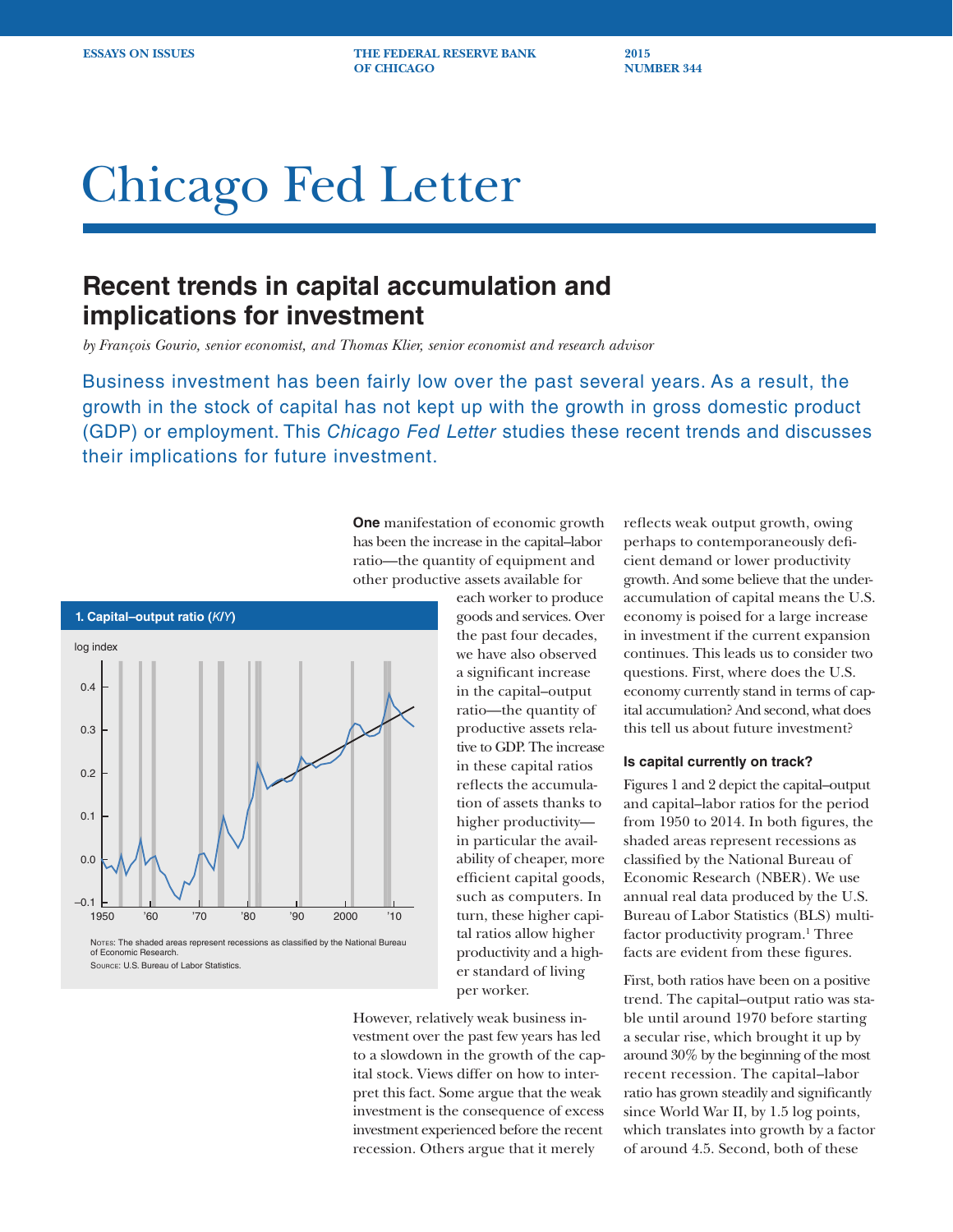ESSAYS ON ISSUES — THE FEDERAL RESERVE BANK OF CHICAGO — 2015 NUMBER 344

# Chicago Fed Letter

## Recent trends in capital accumulation and implications for investment

*by François Gourio, senior economist, and Thomas Klier, senior economist and research advisor*

Business investment has been fairly low over the past several years. As a result, the growth in the stock of capital has not kept up with the growth in gross domestic product (GDP) or employment. This *Chicago Fed Letter* studies these recent trends and discusses their implications for future investment.

**One** manifestation of economic growth has been the increase in the capital–labor ratio—the quantity of equipment and other productive assets available for each worker to produce goods and services. Over the past four decades, we have also observed a significant increase in the capital–output ratio—the quantity of productive assets relative to GDP. The increase in these capital ratios reflects the accumulation of assets thanks to higher productivity—in particular the availability of cheaper, more efficient capital goods, such as computers. In turn, these higher capital ratios allow higher productivity and a higher standard of living per worker.

**1. Capital–output ratio (*K*/*Y*)**

Notes: The shaded areas represent recessions as classified by the National Bureau of Economic Research.
Source: U.S. Bureau of Labor Statistics.

However, relatively weak business investment over the past few years has led to a slowdown in the growth of the capital stock. Views differ on how to interpret this fact. Some argue that the weak investment is the consequence of excess investment experienced before the recent recession. Others argue that it merely reflects weak output growth, owing perhaps to contemporaneously deficient demand or lower productivity growth. And some believe that the underaccumulation of capital means the U.S. economy is poised for a large increase in investment if the current expansion continues. This leads us to consider two questions. First, where does the U.S. economy currently stand in terms of capital accumulation? And second, what does this tell us about future investment?

### Is capital currently on track?

Figures 1 and 2 depict the capital–output and capital–labor ratios for the period from 1950 to 2014. In both figures, the shaded areas represent recessions as classified by the National Bureau of Economic Research (NBER). We use annual real data produced by the U.S. Bureau of Labor Statistics (BLS) multifactor productivity program.[1] Three facts are evident from these figures.

First, both ratios have been on a positive trend. The capital–output ratio was stable until around 1970 before starting a secular rise, which brought it up by around 30% by the beginning of the most recent recession. The capital–labor ratio has grown steadily and significantly since World War II, by 1.5 log points, which translates into growth by a factor of around 4.5. Second, both of these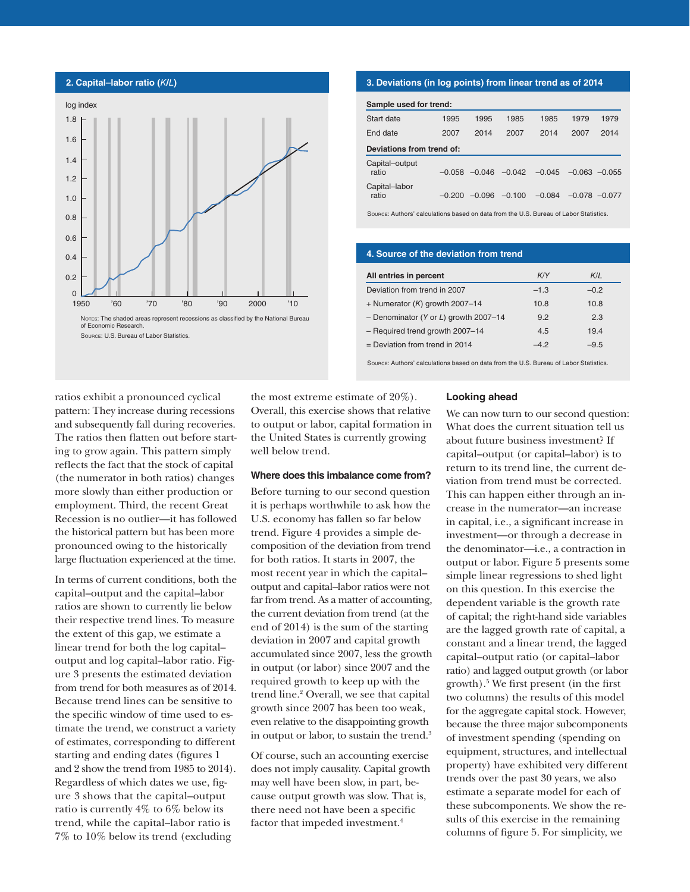## 2. Capital–labor ratio (*K*/*L*)

Notes: The shaded areas represent recessions as classified by the National Bureau of Economic Research.

Source: U.S. Bureau of Labor Statistics.

## 3. Deviations (in log points) from linear trend as of 2014

| **Sample used for trend:** | | | | | | |
|---|---|---|---|---|---|---|
| Start date | 1995 | 1995 | 1985 | 1985 | 1979 | 1979 |
| End date | 2007 | 2014 | 2007 | 2014 | 2007 | 2014 |
| **Deviations from trend of:** | | | | | | |
| Capital–output ratio | –0.058 | –0.046 | –0.042 | –0.045 | –0.063 | –0.055 |
| Capital–labor ratio | –0.200 | –0.096 | –0.100 | –0.084 | –0.078 | –0.077 |

Source: Authors' calculations based on data from the U.S. Bureau of Labor Statistics.

## 4. Source of the deviation from trend

| All entries in percent | *K*/*Y* | *K*/*L* |
|---|---|---|
| Deviation from trend in 2007 | –1.3 | –0.2 |
| + Numerator (*K*) growth 2007–14 | 10.8 | 10.8 |
| – Denominator (*Y* or *L*) growth 2007–14 | 9.2 | 2.3 |
| – Required trend growth 2007–14 | 4.5 | 19.4 |
| = Deviation from trend in 2014 | –4.2 | –9.5 |

Source: Authors' calculations based on data from the U.S. Bureau of Labor Statistics.

ratios exhibit a pronounced cyclical pattern: They increase during recessions and subsequently fall during recoveries. The ratios then flatten out before starting to grow again. This pattern simply reflects the fact that the stock of capital (the numerator in both ratios) changes more slowly than either production or employment. Third, the recent Great Recession is no outlier—it has followed the historical pattern but has been more pronounced owing to the historically large fluctuation experienced at the time.

In terms of current conditions, both the capital–output and the capital–labor ratios are shown to currently lie below their respective trend lines. To measure the extent of this gap, we estimate a linear trend for both the log capital–output and log capital–labor ratio. Figure 3 presents the estimated deviation from trend for both measures as of 2014. Because trend lines can be sensitive to the specific window of time used to estimate the trend, we construct a variety of estimates, corresponding to different starting and ending dates (figures 1 and 2 show the trend from 1985 to 2014). Regardless of which dates we use, figure 3 shows that the capital–output ratio is currently 4% to 6% below its trend, while the capital–labor ratio is 7% to 10% below its trend (excluding the most extreme estimate of 20%). Overall, this exercise shows that relative to output or labor, capital formation in the United States is currently growing well below trend.

### Where does this imbalance come from?

Before turning to our second question it is perhaps worthwhile to ask how the U.S. economy has fallen so far below trend. Figure 4 provides a simple decomposition of the deviation from trend for both ratios. It starts in 2007, the most recent year in which the capital–output and capital–labor ratios were not far from trend. As a matter of accounting, the current deviation from trend (at the end of 2014) is the sum of the starting deviation in 2007 and capital growth accumulated since 2007, less the growth in output (or labor) since 2007 and the required growth to keep up with the trend line.[2] Overall, we see that capital growth since 2007 has been too weak, even relative to the disappointing growth in output or labor, to sustain the trend.[3]

Of course, such an accounting exercise does not imply causality. Capital growth may well have been slow, in part, because output growth was slow. That is, there need not have been a specific factor that impeded investment.[4]

### Looking ahead

We can now turn to our second question: What does the current situation tell us about future business investment? If capital–output (or capital–labor) is to return to its trend line, the current deviation from trend must be corrected. This can happen either through an increase in the numerator—an increase in capital, i.e., a significant increase in investment—or through a decrease in the denominator—i.e., a contraction in output or labor. Figure 5 presents some simple linear regressions to shed light on this question. In this exercise the dependent variable is the growth rate of capital; the right-hand side variables are the lagged growth rate of capital, a constant and a linear trend, the lagged capital–output ratio (or capital–labor ratio) and lagged output growth (or labor growth).[5] We first present (in the first two columns) the results of this model for the aggregate capital stock. However, because the three major subcomponents of investment spending (spending on equipment, structures, and intellectual property) have exhibited very different trends over the past 30 years, we also estimate a separate model for each of these subcomponents. We show the results of this exercise in the remaining columns of figure 5. For simplicity, we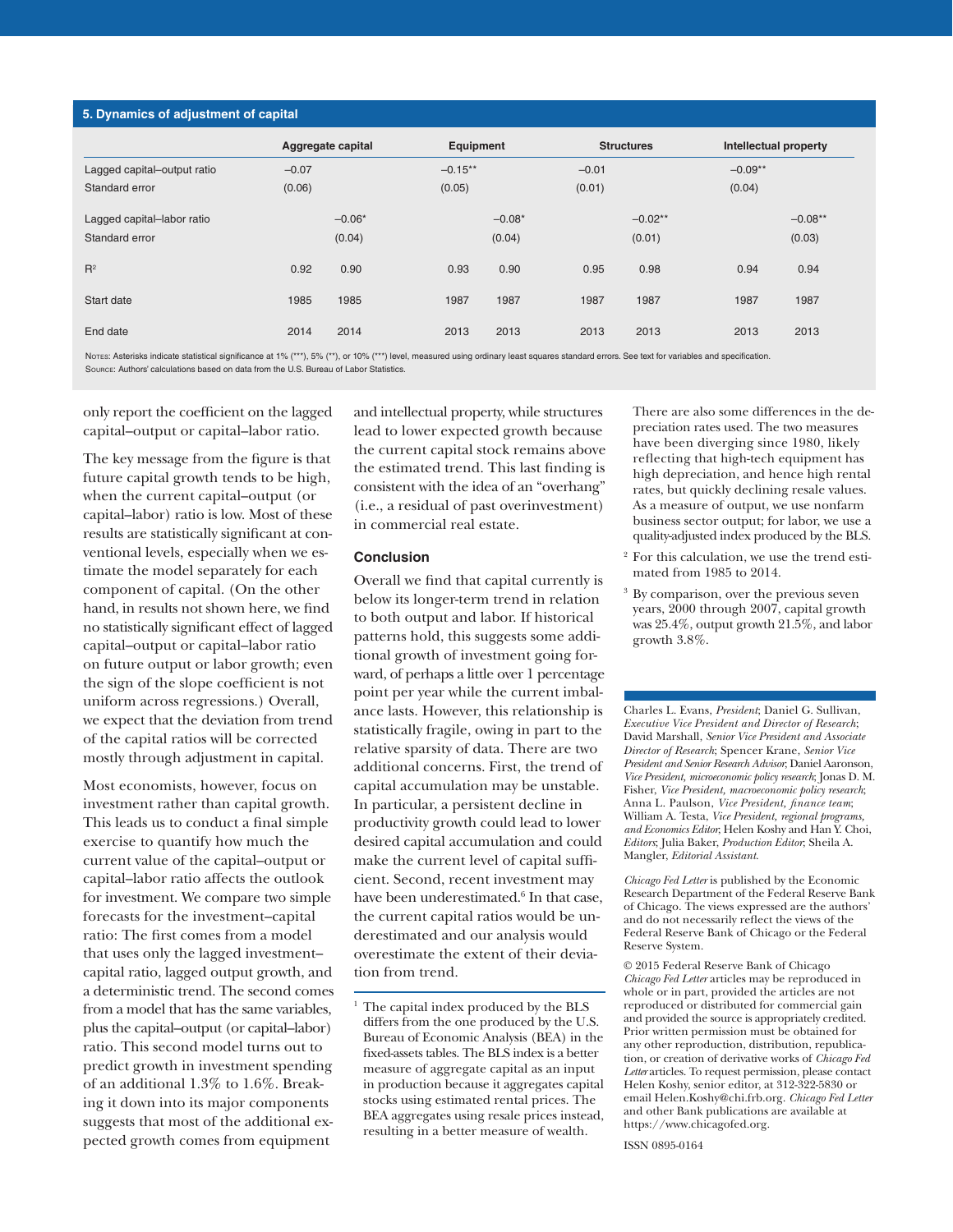**5. Dynamics of adjustment of capital**

| | Aggregate capital | | Equipment | | Structures | | Intellectual property | |
|---|---|---|---|---|---|---|---|---|
| Lagged capital–output ratio | −0.07 | | −0.15** | | −0.01 | | −0.09** | |
| Standard error | (0.06) | | (0.05) | | (0.01) | | (0.04) | |
| Lagged capital–labor ratio | | −0.06* | | −0.08* | | −0.02** | | −0.08** |
| Standard error | | (0.04) | | (0.04) | | (0.01) | | (0.03) |
| $R^2$ | 0.92 | 0.90 | 0.93 | 0.90 | 0.95 | 0.98 | 0.94 | 0.94 |
| Start date | 1985 | 1985 | 1987 | 1987 | 1987 | 1987 | 1987 | 1987 |
| End date | 2014 | 2014 | 2013 | 2013 | 2013 | 2013 | 2013 | 2013 |

Notes: Asterisks indicate statistical significance at 1% (***), 5% (**), or 10% (***) level, measured using ordinary least squares standard errors. See text for variables and specification.
Source: Authors' calculations based on data from the U.S. Bureau of Labor Statistics.

only report the coefficient on the lagged capital–output or capital–labor ratio.

The key message from the figure is that future capital growth tends to be high, when the current capital–output (or capital–labor) ratio is low. Most of these results are statistically significant at conventional levels, especially when we estimate the model separately for each component of capital. (On the other hand, in results not shown here, we find no statistically significant effect of lagged capital–output or capital–labor ratio on future output or labor growth; even the sign of the slope coefficient is not uniform across regressions.) Overall, we expect that the deviation from trend of the capital ratios will be corrected mostly through adjustment in capital.

Most economists, however, focus on investment rather than capital growth. This leads us to conduct a final simple exercise to quantify how much the current value of the capital–output or capital–labor ratio affects the outlook for investment. We compare two simple forecasts for the investment–capital ratio: The first comes from a model that uses only the lagged investment–capital ratio, lagged output growth, and a deterministic trend. The second comes from a model that has the same variables, plus the capital–output (or capital–labor) ratio. This second model turns out to predict growth in investment spending of an additional 1.3% to 1.6%. Breaking it down into its major components suggests that most of the additional expected growth comes from equipment and intellectual property, while structures lead to lower expected growth because the current capital stock remains above the estimated trend. This last finding is consistent with the idea of an "overhang" (i.e., a residual of past overinvestment) in commercial real estate.

## Conclusion

Overall we find that capital currently is below its longer-term trend in relation to both output and labor. If historical patterns hold, this suggests some additional growth of investment going forward, of perhaps a little over 1 percentage point per year while the current imbalance lasts. However, this relationship is statistically fragile, owing in part to the relative sparsity of data. There are two additional concerns. First, the trend of capital accumulation may be unstable. In particular, a persistent decline in productivity growth could lead to lower desired capital accumulation and could make the current level of capital sufficient. Second, recent investment may have been underestimated.[6] In that case, the current capital ratios would be underestimated and our analysis would overestimate the extent of their deviation from trend.

[1] The capital index produced by the BLS differs from the one produced by the U.S. Bureau of Economic Analysis (BEA) in the fixed-assets tables. The BLS index is a better measure of aggregate capital as an input in production because it aggregates capital stocks using estimated rental prices. The BEA aggregates using resale prices instead, resulting in a better measure of wealth. There are also some differences in the depreciation rates used. The two measures have been diverging since 1980, likely reflecting that high-tech equipment has high depreciation, and hence high rental rates, but quickly declining resale values. As a measure of output, we use nonfarm business sector output; for labor, we use a quality-adjusted index produced by the BLS.

[2] For this calculation, we use the trend estimated from 1985 to 2014.

[3] By comparison, over the previous seven years, 2000 through 2007, capital growth was 25.4%, output growth 21.5%, and labor growth 3.8%.

Charles L. Evans, *President*; Daniel G. Sullivan, *Executive Vice President and Director of Research*; David Marshall, *Senior Vice President and Associate Director of Research*; Spencer Krane, *Senior Vice President and Senior Research Advisor*; Daniel Aaronson, *Vice President, microeconomic policy research*; Jonas D. M. Fisher, *Vice President, macroeconomic policy research*; Anna L. Paulson, *Vice President, finance team*; William A. Testa, *Vice President, regional programs, and Economics Editor*; Helen Koshy and Han Y. Choi, *Editors*; Julia Baker, *Production Editor*; Sheila A. Mangler, *Editorial Assistant.*

*Chicago Fed Letter* is published by the Economic Research Department of the Federal Reserve Bank of Chicago. The views expressed are the authors' and do not necessarily reflect the views of the Federal Reserve Bank of Chicago or the Federal Reserve System.

© 2015 Federal Reserve Bank of Chicago
*Chicago Fed Letter* articles may be reproduced in whole or in part, provided the articles are not reproduced or distributed for commercial gain and provided the source is appropriately credited. Prior written permission must be obtained for any other reproduction, distribution, republication, or creation of derivative works of *Chicago Fed Letter* articles. To request permission, please contact Helen Koshy, senior editor, at 312-322-5830 or email Helen.Koshy@chi.frb.org. *Chicago Fed Letter* and other Bank publications are available at https://www.chicagofed.org.

ISSN 0895-0164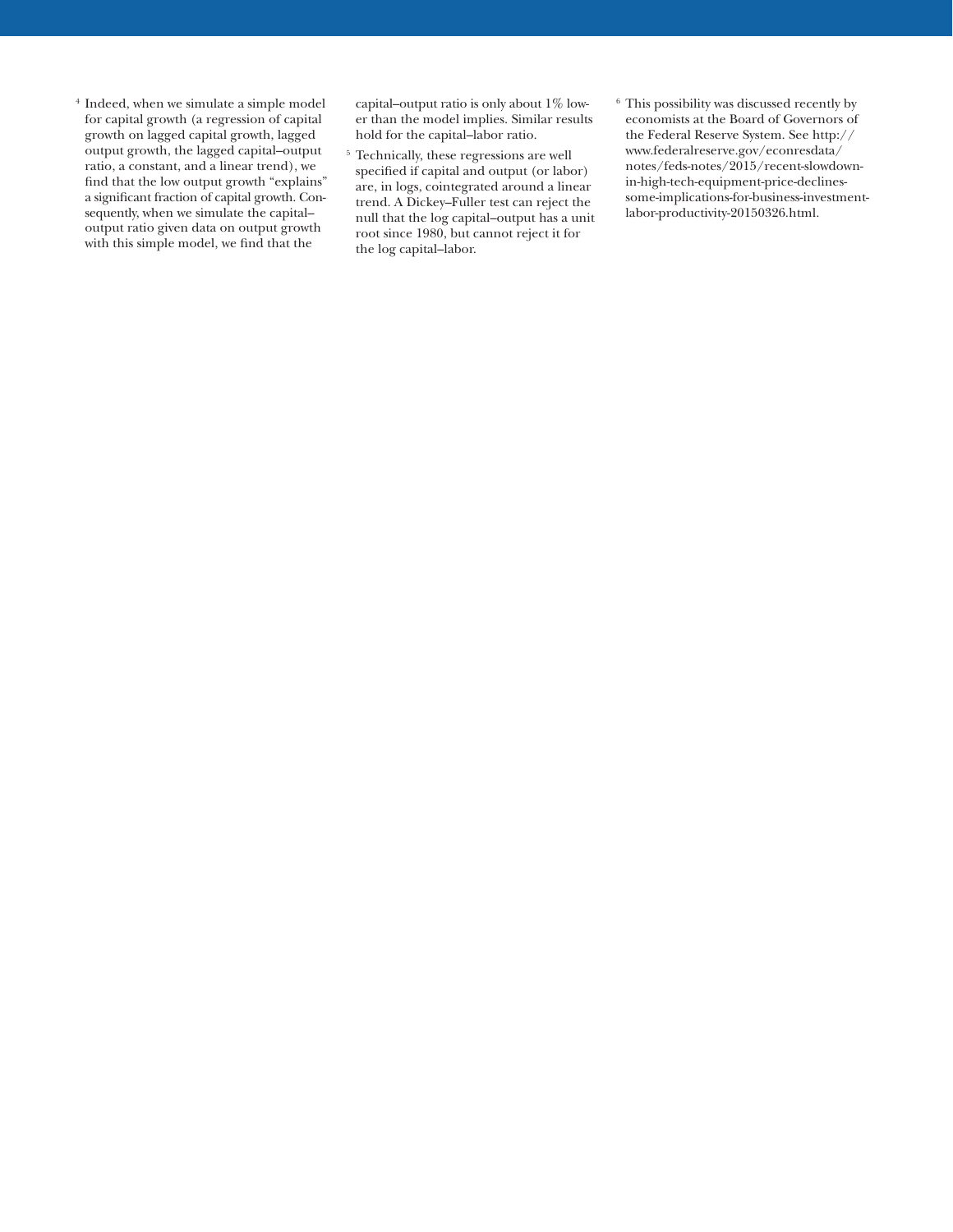[4] Indeed, when we simulate a simple model for capital growth (a regression of capital growth on lagged capital growth, lagged output growth, the lagged capital–output ratio, a constant, and a linear trend), we find that the low output growth "explains" a significant fraction of capital growth. Consequently, when we simulate the capital–output ratio given data on output growth with this simple model, we find that the capital–output ratio is only about 1% lower than the model implies. Similar results hold for the capital–labor ratio.

[5] Technically, these regressions are well specified if capital and output (or labor) are, in logs, cointegrated around a linear trend. A Dickey–Fuller test can reject the null that the log capital–output has a unit root since 1980, but cannot reject it for the log capital–labor.

[6] This possibility was discussed recently by economists at the Board of Governors of the Federal Reserve System. See http://www.federalreserve.gov/econresdata/notes/feds-notes/2015/recent-slowdown-in-high-tech-equipment-price-declines-some-implications-for-business-investment-labor-productivity-20150326.html.